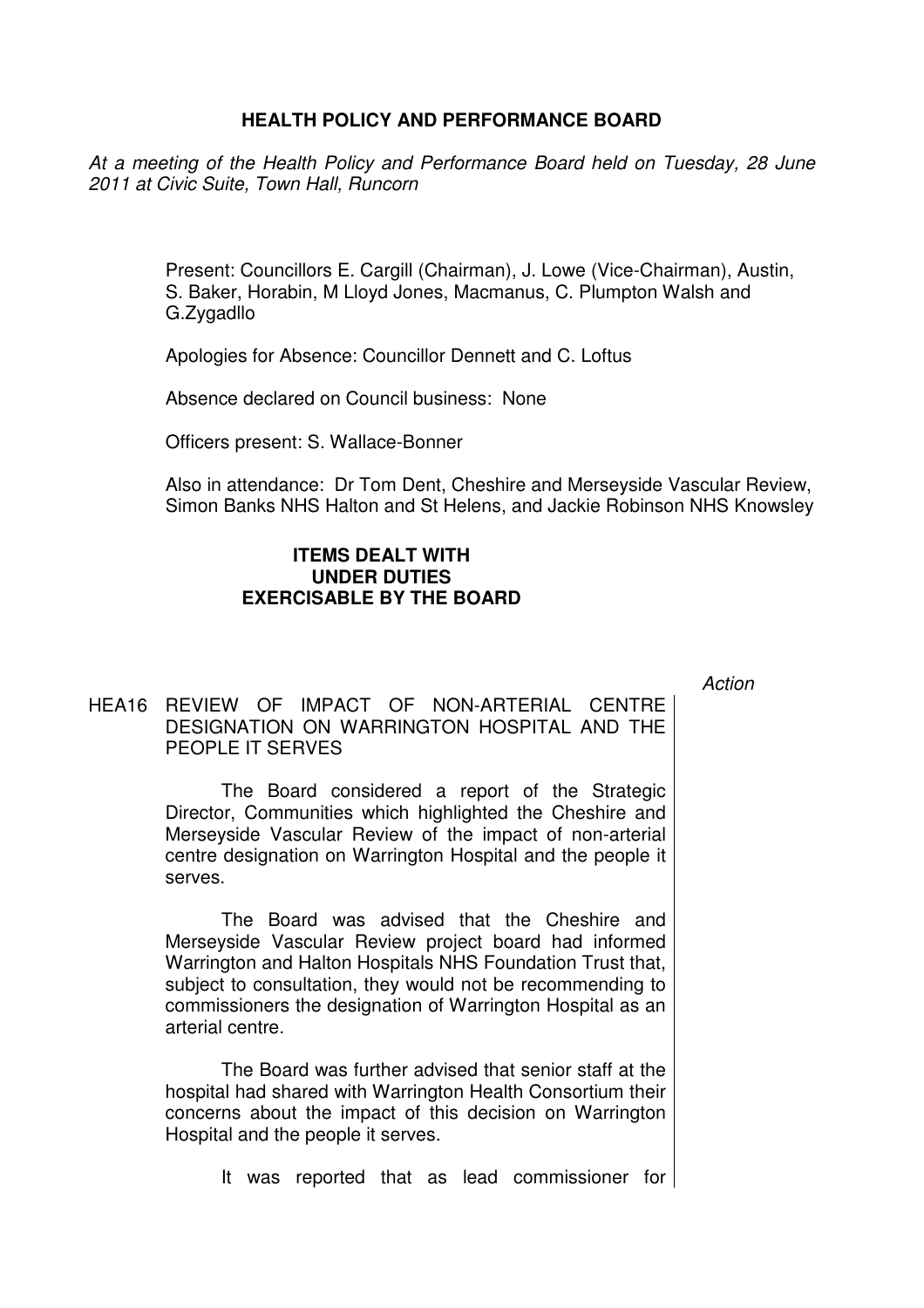# HEALTH POLICY AND PERFORMANCE BOARD

*At a meeting of the Health Policy and Performance Board held on Tuesday, 28 June 2011 at Civic Suite, Town Hall, Runcorn*

Present: Councillors E. Cargill (Chairman), J. Lowe (Vice-Chairman), Austin, S. Baker, Horabin, M Lloyd Jones, Macmanus, C. Plumpton Walsh and G.Zygadllo

Apologies for Absence: Councillor Dennett and C. Loftus

Absence declared on Council business: None

Officers present: S. Wallace-Bonner

Also in attendance: Dr Tom Dent, Cheshire and Merseyside Vascular Review, Simon Banks NHS Halton and St Helens, and Jackie Robinson NHS Knowsley

## ITEMS DEALT WITH UNDER DUTIES EXERCISABLE BY THE BOARD

*Action*

HEA16 REVIEW OF IMPACT OF NON-ARTERIAL CENTRE DESIGNATION ON WARRINGTON HOSPITAL AND THE PEOPLE IT SERVES

The Board considered a report of the Strategic Director, Communities which highlighted the Cheshire and Merseyside Vascular Review of the impact of non-arterial centre designation on Warrington Hospital and the people it serves.

The Board was advised that the Cheshire and Merseyside Vascular Review project board had informed Warrington and Halton Hospitals NHS Foundation Trust that, subject to consultation, they would not be recommending to commissioners the designation of Warrington Hospital as an arterial centre.

The Board was further advised that senior staff at the hospital had shared with Warrington Health Consortium their concerns about the impact of this decision on Warrington Hospital and the people it serves.

It was reported that as lead commissioner for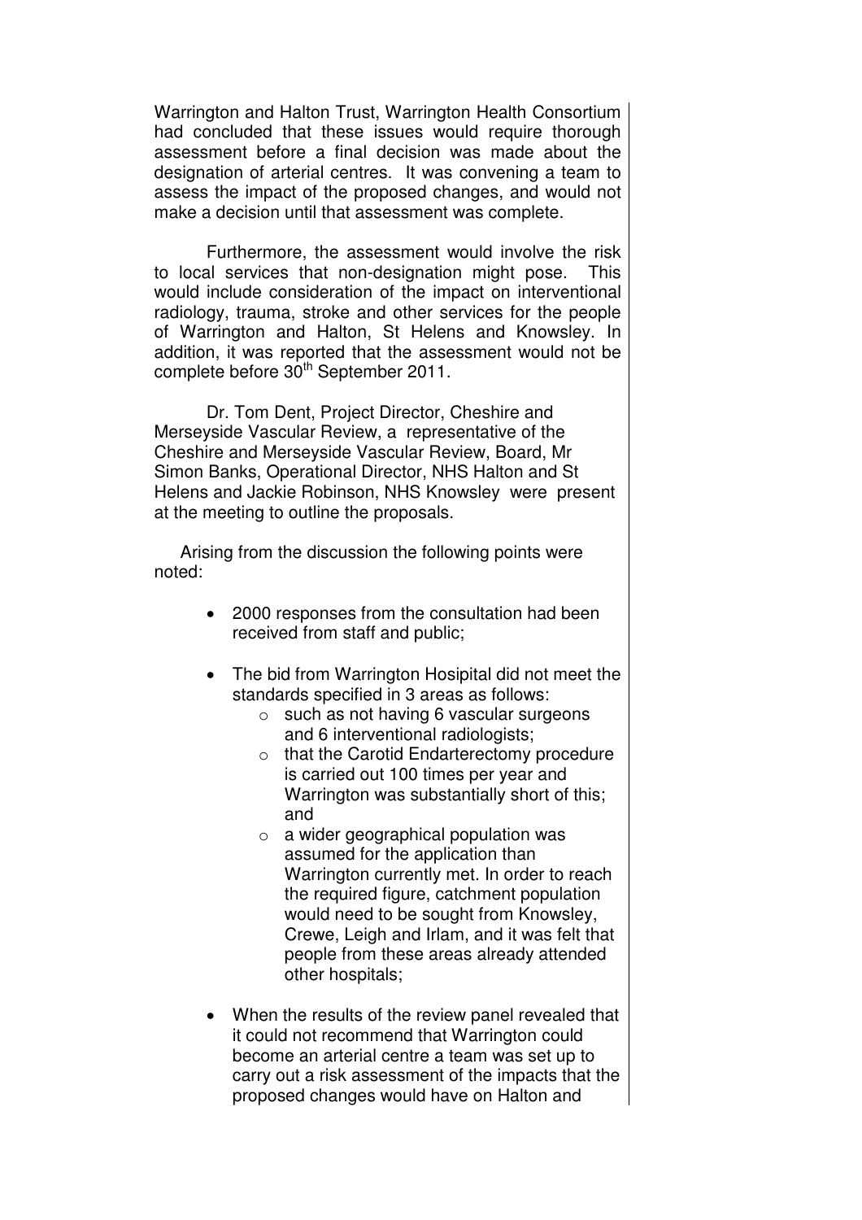Warrington and Halton Trust, Warrington Health Consortium had concluded that these issues would require thorough assessment before a final decision was made about the designation of arterial centres. It was convening a team to assess the impact of the proposed changes, and would not make a decision until that assessment was complete.

Furthermore, the assessment would involve the risk to local services that non-designation might pose. This would include consideration of the impact on interventional radiology, trauma, stroke and other services for the people of Warrington and Halton, St Helens and Knowsley. In addition, it was reported that the assessment would not be complete before 30th September 2011.

Dr. Tom Dent, Project Director, Cheshire and Merseyside Vascular Review, a representative of the Cheshire and Merseyside Vascular Review, Board, Mr Simon Banks, Operational Director, NHS Halton and St Helens and Jackie Robinson, NHS Knowsley were present at the meeting to outline the proposals.

Arising from the discussion the following points were noted:

- 2000 responses from the consultation had been received from staff and public;
- The bid from Warrington Hosipital did not meet the standards specified in 3 areas as follows:
    - such as not having 6 vascular surgeons and 6 interventional radiologists;
    - that the Carotid Endarterectomy procedure is carried out 100 times per year and Warrington was substantially short of this; and
    - a wider geographical population was assumed for the application than Warrington currently met. In order to reach the required figure, catchment population would need to be sought from Knowsley, Crewe, Leigh and Irlam, and it was felt that people from these areas already attended other hospitals;
- When the results of the review panel revealed that it could not recommend that Warrington could become an arterial centre a team was set up to carry out a risk assessment of the impacts that the proposed changes would have on Halton and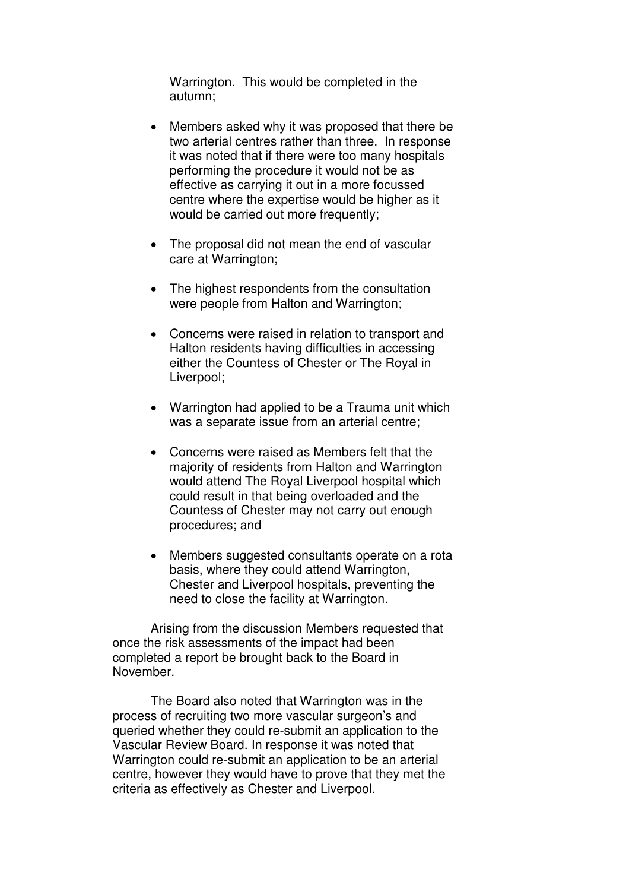Warrington. This would be completed in the autumn;

- Members asked why it was proposed that there be two arterial centres rather than three. In response it was noted that if there were too many hospitals performing the procedure it would not be as effective as carrying it out in a more focussed centre where the expertise would be higher as it would be carried out more frequently;

- The proposal did not mean the end of vascular care at Warrington;

- The highest respondents from the consultation were people from Halton and Warrington;

- Concerns were raised in relation to transport and Halton residents having difficulties in accessing either the Countess of Chester or The Royal in Liverpool;

- Warrington had applied to be a Trauma unit which was a separate issue from an arterial centre;

- Concerns were raised as Members felt that the majority of residents from Halton and Warrington would attend The Royal Liverpool hospital which could result in that being overloaded and the Countess of Chester may not carry out enough procedures; and

- Members suggested consultants operate on a rota basis, where they could attend Warrington, Chester and Liverpool hospitals, preventing the need to close the facility at Warrington.

Arising from the discussion Members requested that once the risk assessments of the impact had been completed a report be brought back to the Board in November.

The Board also noted that Warrington was in the process of recruiting two more vascular surgeon's and queried whether they could re-submit an application to the Vascular Review Board. In response it was noted that Warrington could re-submit an application to be an arterial centre, however they would have to prove that they met the criteria as effectively as Chester and Liverpool.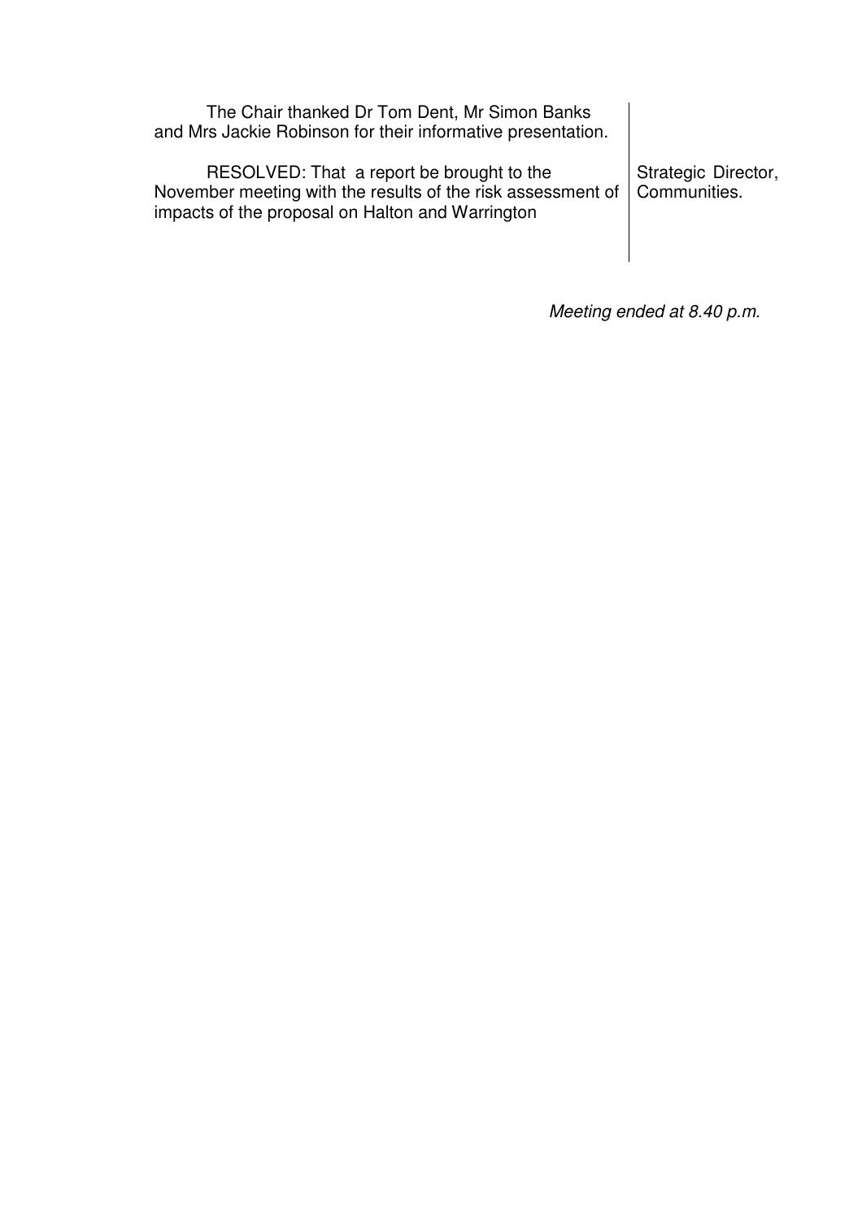The Chair thanked Dr Tom Dent, Mr Simon Banks and Mrs Jackie Robinson for their informative presentation.

RESOLVED: That a report be brought to the November meeting with the results of the risk assessment of impacts of the proposal on Halton and Warrington

Strategic Director, Communities.

*Meeting ended at 8.40 p.m.*